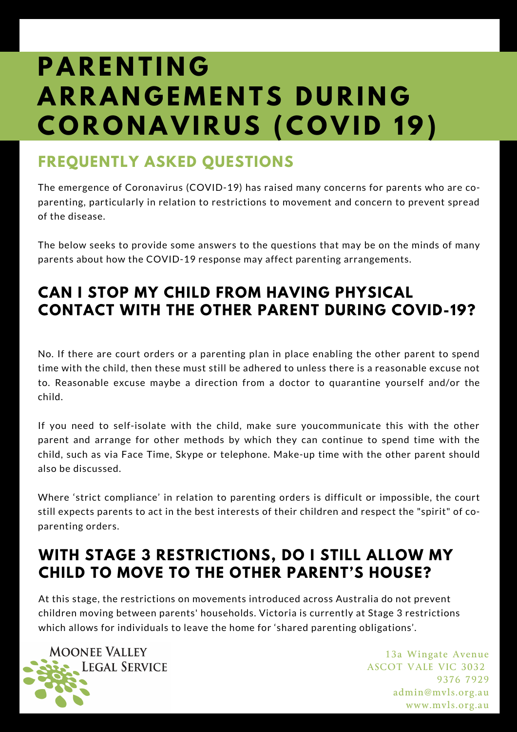# PARENTING ARRANGEMENTS DURING CORONAVIRUS (COVID 19)

## FREQUENTLY ASKED QUESTIONS

The emergence of Coronavirus (COVID-19) has raised many concerns for parents who are co-parenting, particularly in relation to restrictions to movement and concern to prevent spread of the disease.

The below seeks to provide some answers to the questions that may be on the minds of many parents about how the COVID-19 response may affect parenting arrangements.

## CAN I STOP MY CHILD FROM HAVING PHYSICAL CONTACT WITH THE OTHER PARENT DURING COVID-19?

No. If there are court orders or a parenting plan in place enabling the other parent to spend time with the child, then these must still be adhered to unless there is a reasonable excuse not to. Reasonable excuse maybe a direction from a doctor to quarantine yourself and/or the child.

If you need to self-isolate with the child, make sure youcommunicate this with the other parent and arrange for other methods by which they can continue to spend time with the child, such as via Face Time, Skype or telephone. Make-up time with the other parent should also be discussed.

Where 'strict compliance' in relation to parenting orders is difficult or impossible, the court still expects parents to act in the best interests of their children and respect the "spirit" of co-parenting orders.

## WITH STAGE 3 RESTRICTIONS, DO I STILL ALLOW MY CHILD TO MOVE TO THE OTHER PARENT'S HOUSE?

At this stage, the restrictions on movements introduced across Australia do not prevent children moving between parents' households. Victoria is currently at Stage 3 restrictions which allows for individuals to leave the home for 'shared parenting obligations'.

MOONEE VALLEY LEGAL SERVICE

13a Wingate Avenue
ASCOT VALE VIC 3032
9376 7929
admin@mvls.org.au
www.mvls.org.au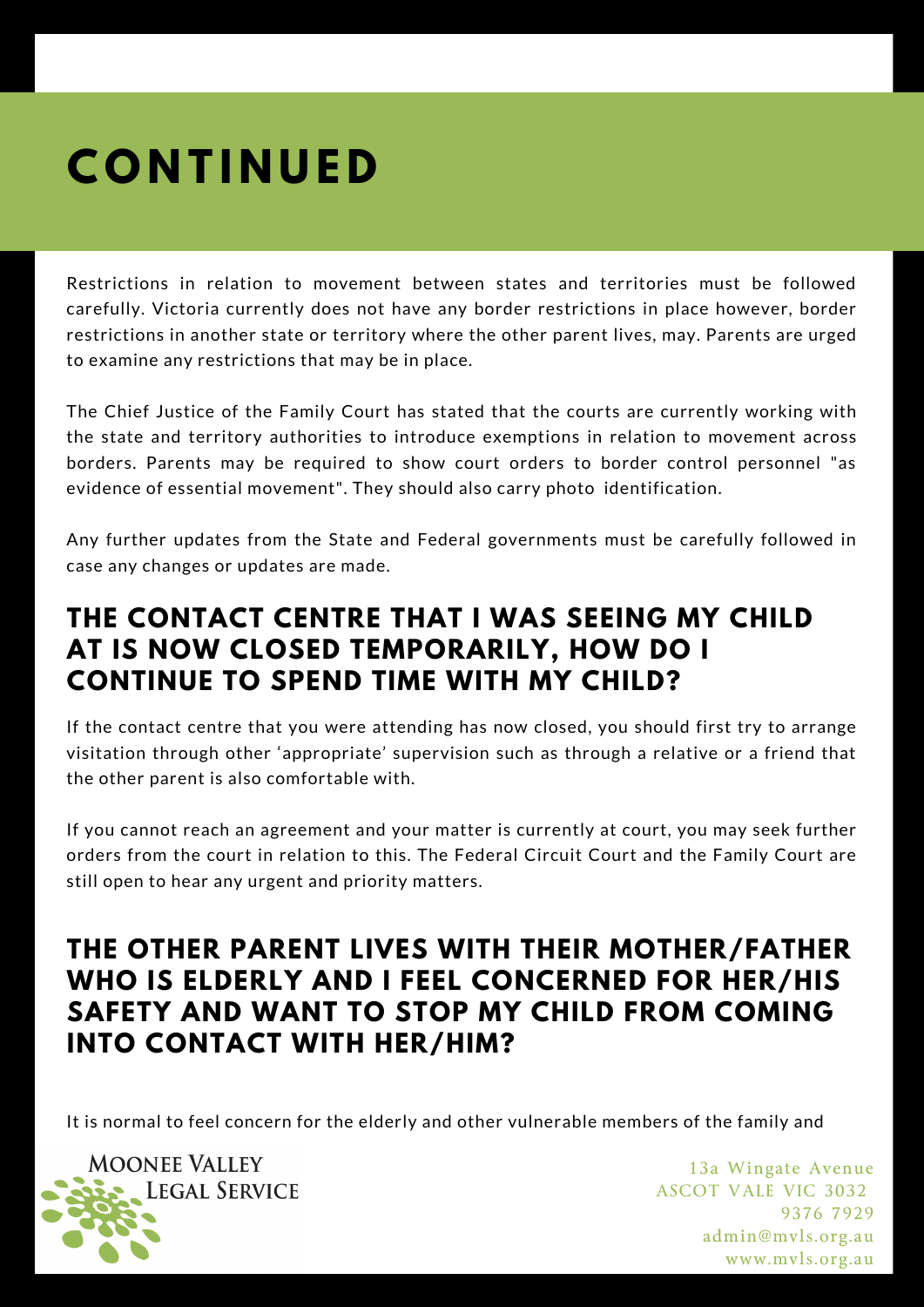# CONTINUED

Restrictions in relation to movement between states and territories must be followed carefully. Victoria currently does not have any border restrictions in place however, border restrictions in another state or territory where the other parent lives, may. Parents are urged to examine any restrictions that may be in place.

The Chief Justice of the Family Court has stated that the courts are currently working with the state and territory authorities to introduce exemptions in relation to movement across borders. Parents may be required to show court orders to border control personnel "as evidence of essential movement". They should also carry photo identification.

Any further updates from the State and Federal governments must be carefully followed in case any changes or updates are made.

## THE CONTACT CENTRE THAT I WAS SEEING MY CHILD AT IS NOW CLOSED TEMPORARILY, HOW DO I CONTINUE TO SPEND TIME WITH MY CHILD?

If the contact centre that you were attending has now closed, you should first try to arrange visitation through other 'appropriate' supervision such as through a relative or a friend that the other parent is also comfortable with.

If you cannot reach an agreement and your matter is currently at court, you may seek further orders from the court in relation to this. The Federal Circuit Court and the Family Court are still open to hear any urgent and priority matters.

## THE OTHER PARENT LIVES WITH THEIR MOTHER/FATHER WHO IS ELDERLY AND I FEEL CONCERNED FOR HER/HIS SAFETY AND WANT TO STOP MY CHILD FROM COMING INTO CONTACT WITH HER/HIM?

It is normal to feel concern for the elderly and other vulnerable members of the family and

MOONEE VALLEY LEGAL SERVICE

13a Wingate Avenue
ASCOT VALE VIC 3032
9376 7929
admin@mvls.org.au
www.mvls.org.au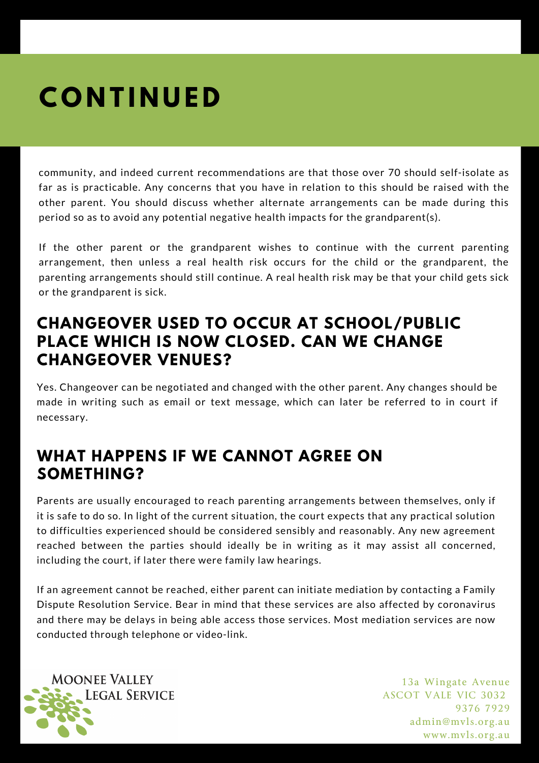# CONTINUED

community, and indeed current recommendations are that those over 70 should self-isolate as far as is practicable. Any concerns that you have in relation to this should be raised with the other parent. You should discuss whether alternate arrangements can be made during this period so as to avoid any potential negative health impacts for the grandparent(s).

If the other parent or the grandparent wishes to continue with the current parenting arrangement, then unless a real health risk occurs for the child or the grandparent, the parenting arrangements should still continue. A real health risk may be that your child gets sick or the grandparent is sick.

## CHANGEOVER USED TO OCCUR AT SCHOOL/PUBLIC PLACE WHICH IS NOW CLOSED. CAN WE CHANGE CHANGEOVER VENUES?

Yes. Changeover can be negotiated and changed with the other parent. Any changes should be made in writing such as email or text message, which can later be referred to in court if necessary.

## WHAT HAPPENS IF WE CANNOT AGREE ON SOMETHING?

Parents are usually encouraged to reach parenting arrangements between themselves, only if it is safe to do so. In light of the current situation, the court expects that any practical solution to difficulties experienced should be considered sensibly and reasonably. Any new agreement reached between the parties should ideally be in writing as it may assist all concerned, including the court, if later there were family law hearings.

If an agreement cannot be reached, either parent can initiate mediation by contacting a Family Dispute Resolution Service. Bear in mind that these services are also affected by coronavirus and there may be delays in being able access those services. Most mediation services are now conducted through telephone or video-link.

MOONEE VALLEY LEGAL SERVICE

13a Wingate Avenue
ASCOT VALE VIC 3032
9376 7929
admin@mvls.org.au
www.mvls.org.au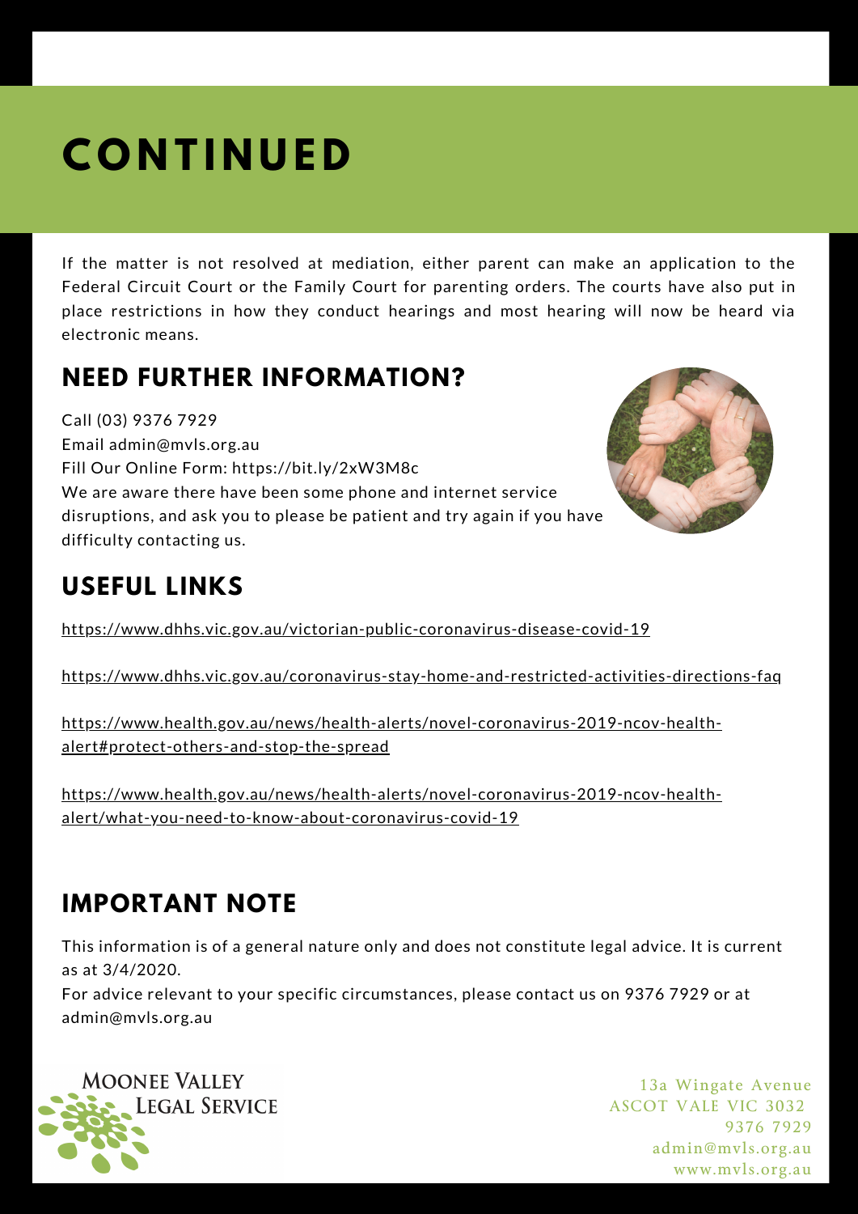# CONTINUED

If the matter is not resolved at mediation, either parent can make an application to the Federal Circuit Court or the Family Court for parenting orders. The courts have also put in place restrictions in how they conduct hearings and most hearing will now be heard via electronic means.

## NEED FURTHER INFORMATION?

Call (03) 9376 7929
Email admin@mvls.org.au
Fill Our Online Form: https://bit.ly/2xW3M8c
We are aware there have been some phone and internet service disruptions, and ask you to please be patient and try again if you have difficulty contacting us.

## USEFUL LINKS

https://www.dhhs.vic.gov.au/victorian-public-coronavirus-disease-covid-19

https://www.dhhs.vic.gov.au/coronavirus-stay-home-and-restricted-activities-directions-faq

https://www.health.gov.au/news/health-alerts/novel-coronavirus-2019-ncov-health-alert#protect-others-and-stop-the-spread

https://www.health.gov.au/news/health-alerts/novel-coronavirus-2019-ncov-health-alert/what-you-need-to-know-about-coronavirus-covid-19

## IMPORTANT NOTE

This information is of a general nature only and does not constitute legal advice. It is current as at 3/4/2020.
For advice relevant to your specific circumstances, please contact us on 9376 7929 or at admin@mvls.org.au

MOONEE VALLEY LEGAL SERVICE

13a Wingate Avenue
ASCOT VALE VIC 3032
9376 7929
admin@mvls.org.au
www.mvls.org.au